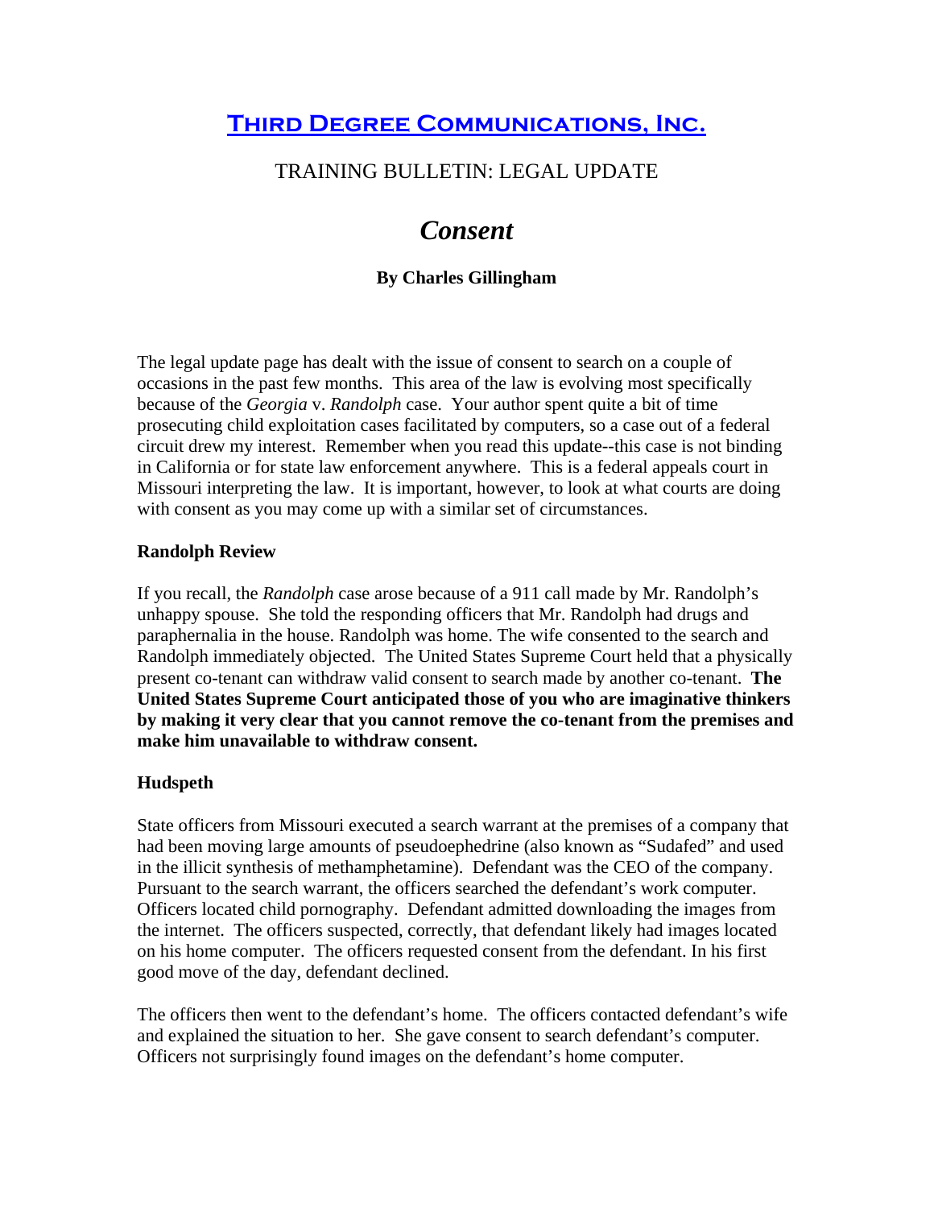# Third Degree Communications, Inc.

## TRAINING BULLETIN: LEGAL UPDATE

# *Consent*

**By Charles Gillingham**

The legal update page has dealt with the issue of consent to search on a couple of occasions in the past few months. This area of the law is evolving most specifically because of the *Georgia* v. *Randolph* case. Your author spent quite a bit of time prosecuting child exploitation cases facilitated by computers, so a case out of a federal circuit drew my interest. Remember when you read this update--this case is not binding in California or for state law enforcement anywhere. This is a federal appeals court in Missouri interpreting the law. It is important, however, to look at what courts are doing with consent as you may come up with a similar set of circumstances.

### Randolph Review

If you recall, the *Randolph* case arose because of a 911 call made by Mr. Randolph's unhappy spouse. She told the responding officers that Mr. Randolph had drugs and paraphernalia in the house. Randolph was home. The wife consented to the search and Randolph immediately objected. The United States Supreme Court held that a physically present co-tenant can withdraw valid consent to search made by another co-tenant. **The United States Supreme Court anticipated those of you who are imaginative thinkers by making it very clear that you cannot remove the co-tenant from the premises and make him unavailable to withdraw consent.**

### Hudspeth

State officers from Missouri executed a search warrant at the premises of a company that had been moving large amounts of pseudoephedrine (also known as "Sudafed" and used in the illicit synthesis of methamphetamine). Defendant was the CEO of the company. Pursuant to the search warrant, the officers searched the defendant's work computer. Officers located child pornography. Defendant admitted downloading the images from the internet. The officers suspected, correctly, that defendant likely had images located on his home computer. The officers requested consent from the defendant. In his first good move of the day, defendant declined.

The officers then went to the defendant's home. The officers contacted defendant's wife and explained the situation to her. She gave consent to search defendant's computer. Officers not surprisingly found images on the defendant's home computer.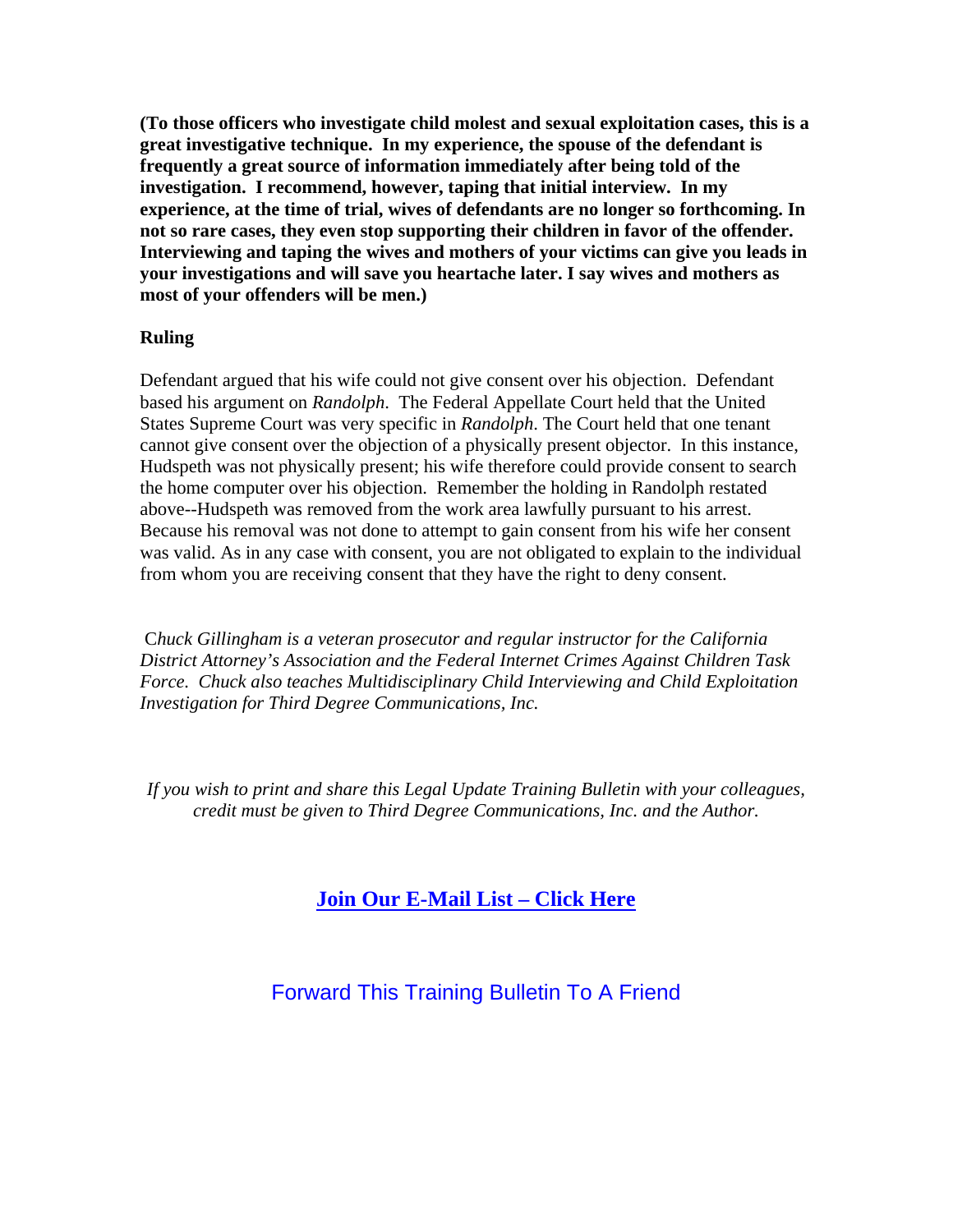**(To those officers who investigate child molest and sexual exploitation cases, this is a great investigative technique. In my experience, the spouse of the defendant is frequently a great source of information immediately after being told of the investigation. I recommend, however, taping that initial interview. In my experience, at the time of trial, wives of defendants are no longer so forthcoming. In not so rare cases, they even stop supporting their children in favor of the offender. Interviewing and taping the wives and mothers of your victims can give you leads in your investigations and will save you heartache later. I say wives and mothers as most of your offenders will be men.)**

**Ruling**

Defendant argued that his wife could not give consent over his objection. Defendant based his argument on *Randolph*. The Federal Appellate Court held that the United States Supreme Court was very specific in *Randolph*. The Court held that one tenant cannot give consent over the objection of a physically present objector. In this instance, Hudspeth was not physically present; his wife therefore could provide consent to search the home computer over his objection. Remember the holding in Randolph restated above--Hudspeth was removed from the work area lawfully pursuant to his arrest. Because his removal was not done to attempt to gain consent from his wife her consent was valid. As in any case with consent, you are not obligated to explain to the individual from whom you are receiving consent that they have the right to deny consent.

C*huck Gillingham is a veteran prosecutor and regular instructor for the California District Attorney's Association and the Federal Internet Crimes Against Children Task Force. Chuck also teaches Multidisciplinary Child Interviewing and Child Exploitation Investigation for Third Degree Communications, Inc.*

*If you wish to print and share this Legal Update Training Bulletin with your colleagues, credit must be given to Third Degree Communications, Inc. and the Author.*

**Join Our E-Mail List – Click Here**

Forward This Training Bulletin To A Friend